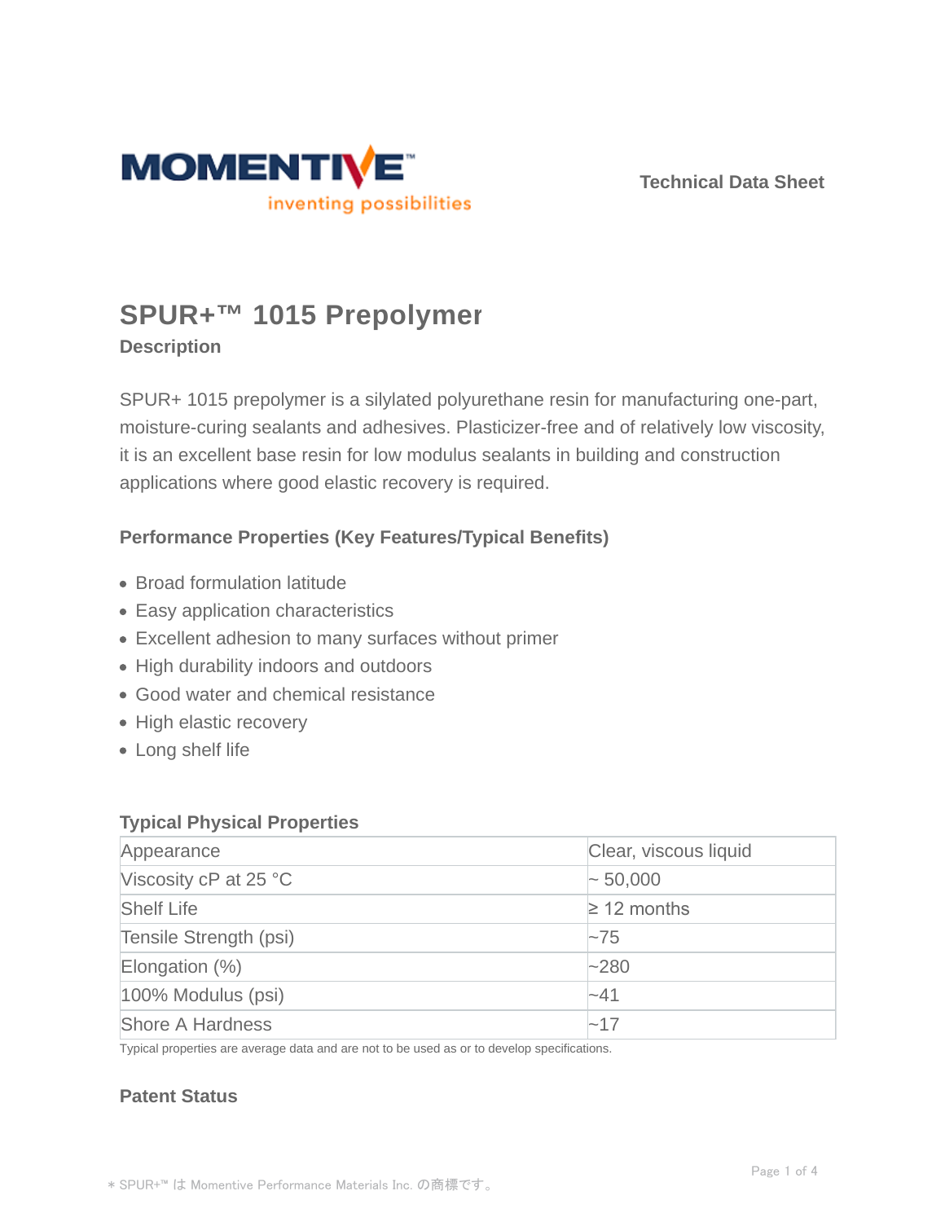MOMENTIVE™

inventing possibilities

Technical Data Sheet

# SPUR+™ 1015 Prepolymer

## Description

SPUR+ 1015 prepolymer is a silylated polyurethane resin for manufacturing one-part, moisture-curing sealants and adhesives. Plasticizer-free and of relatively low viscosity, it is an excellent base resin for low modulus sealants in building and construction applications where good elastic recovery is required.

### Performance Properties (Key Features/Typical Benefits)

- Broad formulation latitude
- Easy application characteristics
- Excellent adhesion to many surfaces without primer
- High durability indoors and outdoors
- Good water and chemical resistance
- High elastic recovery
- Long shelf life

### Typical Physical Properties

| Property | Value |
|---|---|
| Appearance | Clear, viscous liquid |
| Viscosity cP at 25 °C | ~ 50,000 |
| Shelf Life | ≥ 12 months |
| Tensile Strength (psi) | ~75 |
| Elongation (%) | ~280 |
| 100% Modulus (psi) | ~41 |
| Shore A Hardness | ~17 |

Typical properties are average data and are not to be used as or to develop specifications.

### Patent Status

* SPUR+™ は Momentive Performance Materials Inc. の商標です。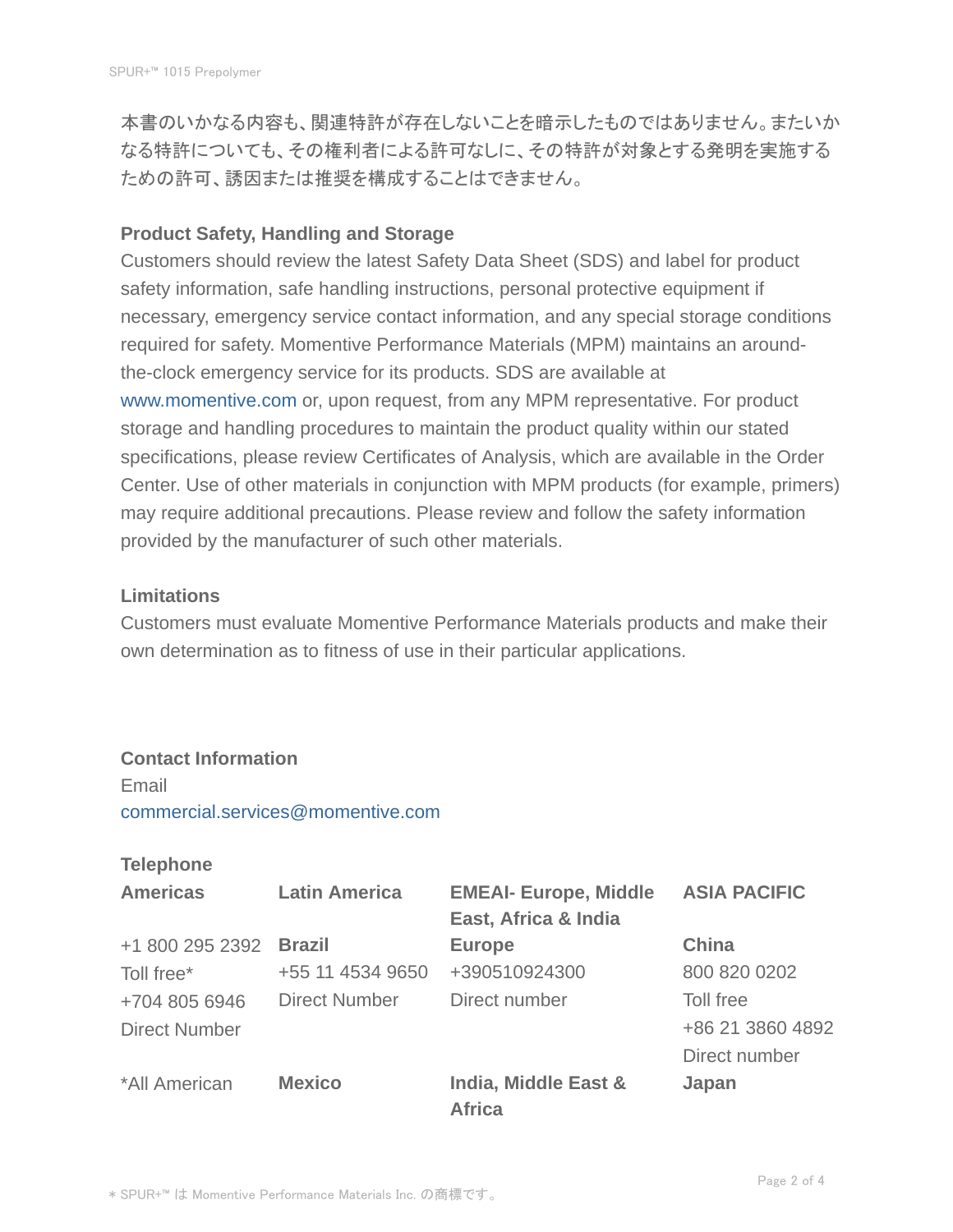本書のいかなる内容も、関連特許が存在しないことを暗示したものではありません。またいかなる特許についても、その権利者による許可なしに、その特許が対象とする発明を実施するための許可、誘因または推奨を構成することはできません。

**Product Safety, Handling and Storage**

Customers should review the latest Safety Data Sheet (SDS) and label for product safety information, safe handling instructions, personal protective equipment if necessary, emergency service contact information, and any special storage conditions required for safety. Momentive Performance Materials (MPM) maintains an around-the-clock emergency service for its products. SDS are available at www.momentive.com or, upon request, from any MPM representative. For product storage and handling procedures to maintain the product quality within our stated specifications, please review Certificates of Analysis, which are available in the Order Center. Use of other materials in conjunction with MPM products (for example, primers) may require additional precautions. Please review and follow the safety information provided by the manufacturer of such other materials.

**Limitations**

Customers must evaluate Momentive Performance Materials products and make their own determination as to fitness of use in their particular applications.

**Contact Information**

Email

commercial.services@momentive.com

**Telephone**

| **Americas** | **Latin America** | **EMEAI- Europe, Middle East, Africa & India** | **ASIA PACIFIC** |
|---|---|---|---|
| +1 800 295 2392<br>Toll free*<br>+704 805 6946<br>Direct Number | **Brazil**<br>+55 11 4534 9650<br>Direct Number | **Europe**<br>+390510924300<br>Direct number | **China**<br>800 820 0202<br>Toll free<br>+86 21 3860 4892<br>Direct number |
| *All American | **Mexico** | **India, Middle East & Africa** | **Japan** |

＊ SPUR+™ は Momentive Performance Materials Inc. の商標です。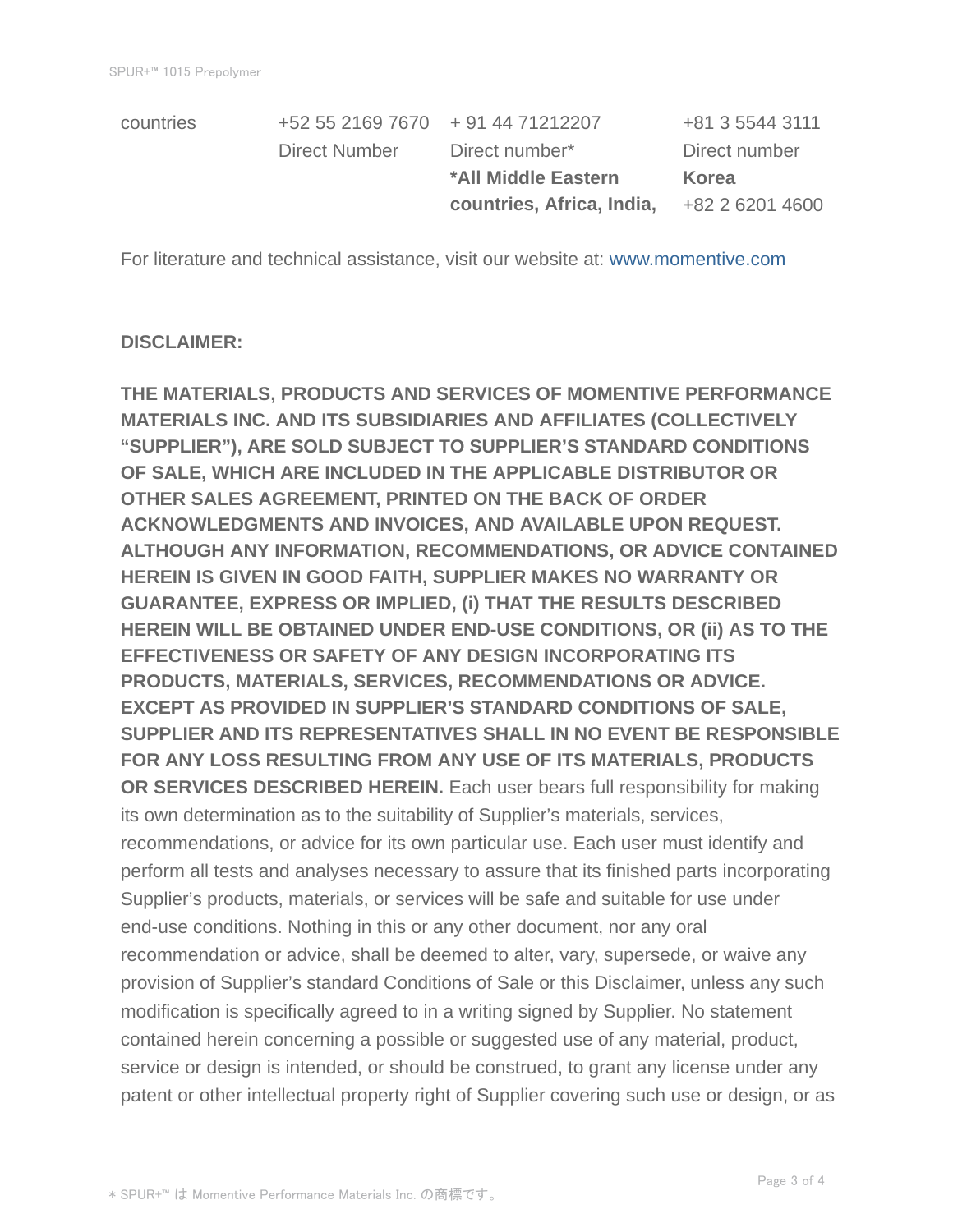| countries | +52 55 2169 7670 Direct Number | + 91 44 71212207 Direct number* **\*All Middle Eastern countries, Africa, India,** | +81 3 5544 3111 Direct number **Korea** +82 2 6201 4600 |
|---|---|---|---|

For literature and technical assistance, visit our website at: www.momentive.com

**DISCLAIMER:**

**THE MATERIALS, PRODUCTS AND SERVICES OF MOMENTIVE PERFORMANCE MATERIALS INC. AND ITS SUBSIDIARIES AND AFFILIATES (COLLECTIVELY "SUPPLIER"), ARE SOLD SUBJECT TO SUPPLIER'S STANDARD CONDITIONS OF SALE, WHICH ARE INCLUDED IN THE APPLICABLE DISTRIBUTOR OR OTHER SALES AGREEMENT, PRINTED ON THE BACK OF ORDER ACKNOWLEDGMENTS AND INVOICES, AND AVAILABLE UPON REQUEST. ALTHOUGH ANY INFORMATION, RECOMMENDATIONS, OR ADVICE CONTAINED HEREIN IS GIVEN IN GOOD FAITH, SUPPLIER MAKES NO WARRANTY OR GUARANTEE, EXPRESS OR IMPLIED, (i) THAT THE RESULTS DESCRIBED HEREIN WILL BE OBTAINED UNDER END-USE CONDITIONS, OR (ii) AS TO THE EFFECTIVENESS OR SAFETY OF ANY DESIGN INCORPORATING ITS PRODUCTS, MATERIALS, SERVICES, RECOMMENDATIONS OR ADVICE. EXCEPT AS PROVIDED IN SUPPLIER'S STANDARD CONDITIONS OF SALE, SUPPLIER AND ITS REPRESENTATIVES SHALL IN NO EVENT BE RESPONSIBLE FOR ANY LOSS RESULTING FROM ANY USE OF ITS MATERIALS, PRODUCTS OR SERVICES DESCRIBED HEREIN.** Each user bears full responsibility for making its own determination as to the suitability of Supplier's materials, services, recommendations, or advice for its own particular use. Each user must identify and perform all tests and analyses necessary to assure that its finished parts incorporating Supplier's products, materials, or services will be safe and suitable for use under end-use conditions. Nothing in this or any other document, nor any oral recommendation or advice, shall be deemed to alter, vary, supersede, or waive any provision of Supplier's standard Conditions of Sale or this Disclaimer, unless any such modification is specifically agreed to in a writing signed by Supplier. No statement contained herein concerning a possible or suggested use of any material, product, service or design is intended, or should be construed, to grant any license under any patent or other intellectual property right of Supplier covering such use or design, or as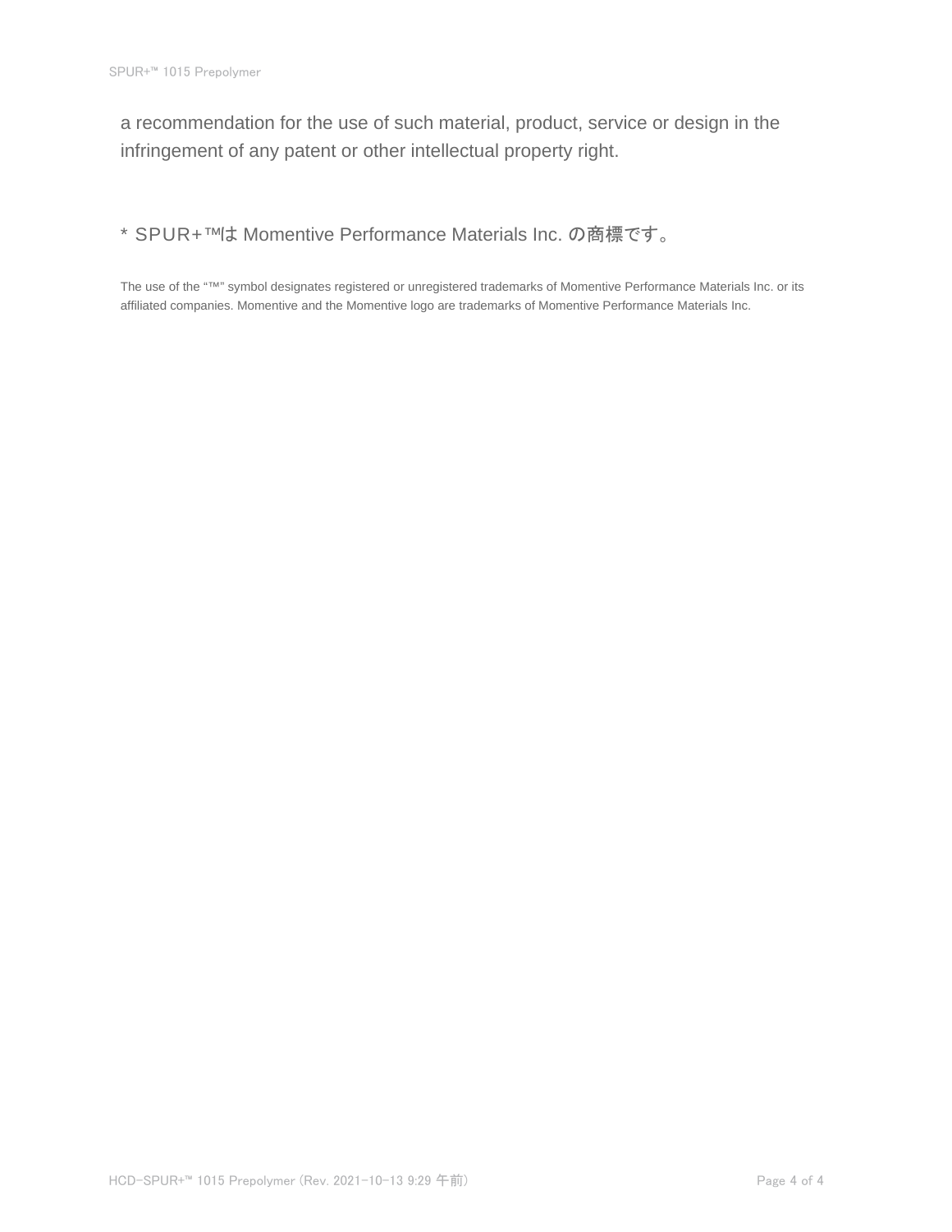a recommendation for the use of such material, product, service or design in the infringement of any patent or other intellectual property right.

* SPUR+™は Momentive Performance Materials Inc. の商標です。

The use of the "™" symbol designates registered or unregistered trademarks of Momentive Performance Materials Inc. or its affiliated companies. Momentive and the Momentive logo are trademarks of Momentive Performance Materials Inc.